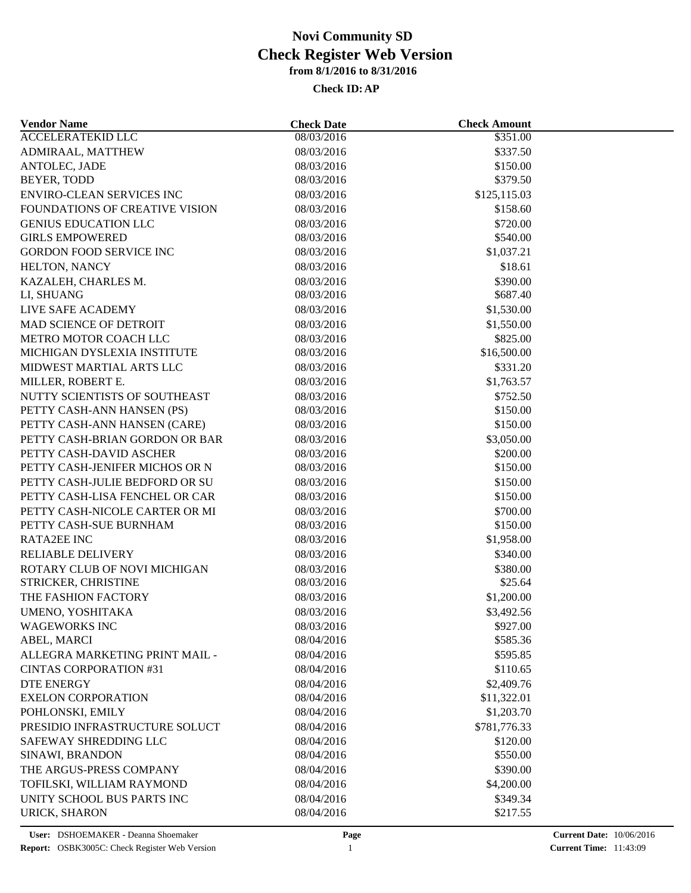# Novi Community SD
# Check Register Web Version
### from 8/1/2016 to 8/31/2016
### Check ID: AP

| Vendor Name | Check Date | Check Amount |
|---|---|---|
| ACCELERATEKID LLC | 08/03/2016 | $351.00 |
| ADMIRAAL, MATTHEW | 08/03/2016 | $337.50 |
| ANTOLEC, JADE | 08/03/2016 | $150.00 |
| BEYER, TODD | 08/03/2016 | $379.50 |
| ENVIRO-CLEAN SERVICES INC | 08/03/2016 | $125,115.03 |
| FOUNDATIONS OF CREATIVE VISION | 08/03/2016 | $158.60 |
| GENIUS EDUCATION LLC | 08/03/2016 | $720.00 |
| GIRLS EMPOWERED | 08/03/2016 | $540.00 |
| GORDON FOOD SERVICE INC | 08/03/2016 | $1,037.21 |
| HELTON, NANCY | 08/03/2016 | $18.61 |
| KAZALEH, CHARLES M. | 08/03/2016 | $390.00 |
| LI, SHUANG | 08/03/2016 | $687.40 |
| LIVE SAFE ACADEMY | 08/03/2016 | $1,530.00 |
| MAD SCIENCE OF DETROIT | 08/03/2016 | $1,550.00 |
| METRO MOTOR COACH LLC | 08/03/2016 | $825.00 |
| MICHIGAN DYSLEXIA INSTITUTE | 08/03/2016 | $16,500.00 |
| MIDWEST MARTIAL ARTS LLC | 08/03/2016 | $331.20 |
| MILLER, ROBERT E. | 08/03/2016 | $1,763.57 |
| NUTTY SCIENTISTS OF SOUTHEAST | 08/03/2016 | $752.50 |
| PETTY CASH-ANN HANSEN (PS) | 08/03/2016 | $150.00 |
| PETTY CASH-ANN HANSEN (CARE) | 08/03/2016 | $150.00 |
| PETTY CASH-BRIAN GORDON OR BAR | 08/03/2016 | $3,050.00 |
| PETTY CASH-DAVID ASCHER | 08/03/2016 | $200.00 |
| PETTY CASH-JENIFER MICHOS OR N | 08/03/2016 | $150.00 |
| PETTY CASH-JULIE BEDFORD OR SU | 08/03/2016 | $150.00 |
| PETTY CASH-LISA FENCHEL OR CAR | 08/03/2016 | $150.00 |
| PETTY CASH-NICOLE CARTER OR MI | 08/03/2016 | $700.00 |
| PETTY CASH-SUE BURNHAM | 08/03/2016 | $150.00 |
| RATA2EE INC | 08/03/2016 | $1,958.00 |
| RELIABLE DELIVERY | 08/03/2016 | $340.00 |
| ROTARY CLUB OF NOVI MICHIGAN | 08/03/2016 | $380.00 |
| STRICKER, CHRISTINE | 08/03/2016 | $25.64 |
| THE FASHION FACTORY | 08/03/2016 | $1,200.00 |
| UMENO, YOSHITAKA | 08/03/2016 | $3,492.56 |
| WAGEWORKS INC | 08/03/2016 | $927.00 |
| ABEL, MARCI | 08/04/2016 | $585.36 |
| ALLEGRA MARKETING PRINT MAIL - | 08/04/2016 | $595.85 |
| CINTAS CORPORATION #31 | 08/04/2016 | $110.65 |
| DTE ENERGY | 08/04/2016 | $2,409.76 |
| EXELON CORPORATION | 08/04/2016 | $11,322.01 |
| POHLONSKI, EMILY | 08/04/2016 | $1,203.70 |
| PRESIDIO INFRASTRUCTURE SOLUCT | 08/04/2016 | $781,776.33 |
| SAFEWAY SHREDDING LLC | 08/04/2016 | $120.00 |
| SINAWI, BRANDON | 08/04/2016 | $550.00 |
| THE ARGUS-PRESS COMPANY | 08/04/2016 | $390.00 |
| TOFILSKI, WILLIAM RAYMOND | 08/04/2016 | $4,200.00 |
| UNITY SCHOOL BUS PARTS INC | 08/04/2016 | $349.34 |
| URICK, SHARON | 08/04/2016 | $217.55 |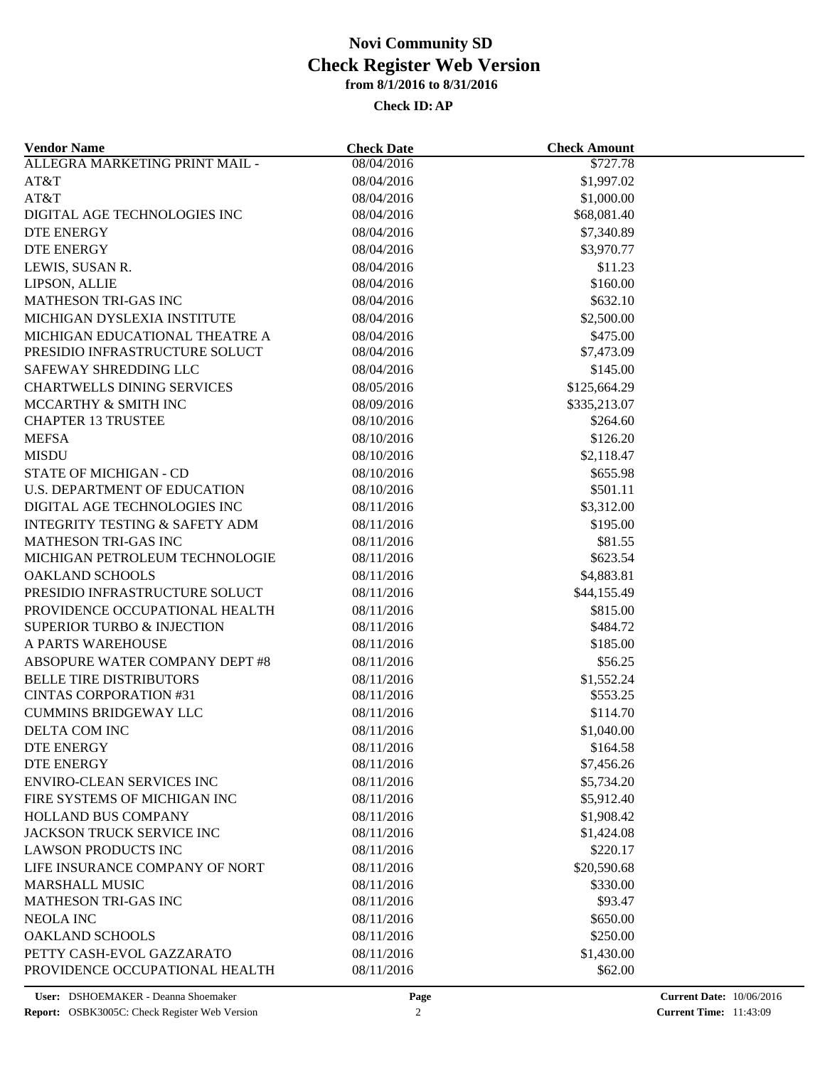# Novi Community SD
# Check Register Web Version
### from 8/1/2016 to 8/31/2016

**Check ID: AP**

| Vendor Name | Check Date | Check Amount |
|---|---|---|
| ALLEGRA MARKETING PRINT MAIL - | 08/04/2016 | $727.78 |
| AT&T | 08/04/2016 | $1,997.02 |
| AT&T | 08/04/2016 | $1,000.00 |
| DIGITAL AGE TECHNOLOGIES INC | 08/04/2016 | $68,081.40 |
| DTE ENERGY | 08/04/2016 | $7,340.89 |
| DTE ENERGY | 08/04/2016 | $3,970.77 |
| LEWIS, SUSAN R. | 08/04/2016 | $11.23 |
| LIPSON, ALLIE | 08/04/2016 | $160.00 |
| MATHESON TRI-GAS INC | 08/04/2016 | $632.10 |
| MICHIGAN DYSLEXIA INSTITUTE | 08/04/2016 | $2,500.00 |
| MICHIGAN EDUCATIONAL THEATRE A | 08/04/2016 | $475.00 |
| PRESIDIO INFRASTRUCTURE SOLUCT | 08/04/2016 | $7,473.09 |
| SAFEWAY SHREDDING LLC | 08/04/2016 | $145.00 |
| CHARTWELLS DINING SERVICES | 08/05/2016 | $125,664.29 |
| MCCARTHY & SMITH INC | 08/09/2016 | $335,213.07 |
| CHAPTER 13 TRUSTEE | 08/10/2016 | $264.60 |
| MEFSA | 08/10/2016 | $126.20 |
| MISDU | 08/10/2016 | $2,118.47 |
| STATE OF MICHIGAN - CD | 08/10/2016 | $655.98 |
| U.S. DEPARTMENT OF EDUCATION | 08/10/2016 | $501.11 |
| DIGITAL AGE TECHNOLOGIES INC | 08/11/2016 | $3,312.00 |
| INTEGRITY TESTING & SAFETY ADM | 08/11/2016 | $195.00 |
| MATHESON TRI-GAS INC | 08/11/2016 | $81.55 |
| MICHIGAN PETROLEUM TECHNOLOGIE | 08/11/2016 | $623.54 |
| OAKLAND SCHOOLS | 08/11/2016 | $4,883.81 |
| PRESIDIO INFRASTRUCTURE SOLUCT | 08/11/2016 | $44,155.49 |
| PROVIDENCE OCCUPATIONAL HEALTH | 08/11/2016 | $815.00 |
| SUPERIOR TURBO & INJECTION | 08/11/2016 | $484.72 |
| A PARTS WAREHOUSE | 08/11/2016 | $185.00 |
| ABSOPURE WATER COMPANY DEPT #8 | 08/11/2016 | $56.25 |
| BELLE TIRE DISTRIBUTORS | 08/11/2016 | $1,552.24 |
| CINTAS CORPORATION #31 | 08/11/2016 | $553.25 |
| CUMMINS BRIDGEWAY LLC | 08/11/2016 | $114.70 |
| DELTA COM INC | 08/11/2016 | $1,040.00 |
| DTE ENERGY | 08/11/2016 | $164.58 |
| DTE ENERGY | 08/11/2016 | $7,456.26 |
| ENVIRO-CLEAN SERVICES INC | 08/11/2016 | $5,734.20 |
| FIRE SYSTEMS OF MICHIGAN INC | 08/11/2016 | $5,912.40 |
| HOLLAND BUS COMPANY | 08/11/2016 | $1,908.42 |
| JACKSON TRUCK SERVICE INC | 08/11/2016 | $1,424.08 |
| LAWSON PRODUCTS INC | 08/11/2016 | $220.17 |
| LIFE INSURANCE COMPANY OF NORT | 08/11/2016 | $20,590.68 |
| MARSHALL MUSIC | 08/11/2016 | $330.00 |
| MATHESON TRI-GAS INC | 08/11/2016 | $93.47 |
| NEOLA INC | 08/11/2016 | $650.00 |
| OAKLAND SCHOOLS | 08/11/2016 | $250.00 |
| PETTY CASH-EVOL GAZZARATO | 08/11/2016 | $1,430.00 |
| PROVIDENCE OCCUPATIONAL HEALTH | 08/11/2016 | $62.00 |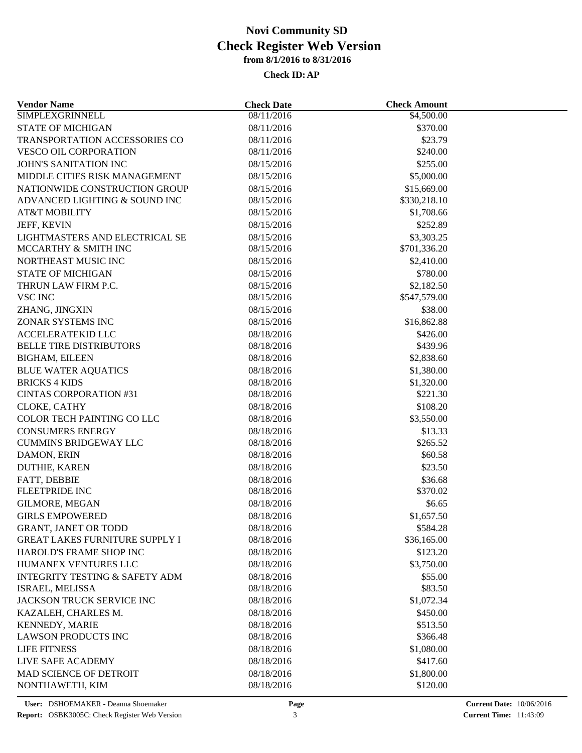# Novi Community SD
# Check Register Web Version
### from 8/1/2016 to 8/31/2016

**Check ID: AP**

| Vendor Name | Check Date | Check Amount |
|---|---|---|
| SIMPLEXGRINNELL | 08/11/2016 | $4,500.00 |
| STATE OF MICHIGAN | 08/11/2016 | $370.00 |
| TRANSPORTATION ACCESSORIES CO | 08/11/2016 | $23.79 |
| VESCO OIL CORPORATION | 08/11/2016 | $240.00 |
| JOHN'S SANITATION INC | 08/15/2016 | $255.00 |
| MIDDLE CITIES RISK MANAGEMENT | 08/15/2016 | $5,000.00 |
| NATIONWIDE CONSTRUCTION GROUP | 08/15/2016 | $15,669.00 |
| ADVANCED LIGHTING & SOUND INC | 08/15/2016 | $330,218.10 |
| AT&T MOBILITY | 08/15/2016 | $1,708.66 |
| JEFF, KEVIN | 08/15/2016 | $252.89 |
| LIGHTMASTERS AND ELECTRICAL SE | 08/15/2016 | $3,303.25 |
| MCCARTHY & SMITH INC | 08/15/2016 | $701,336.20 |
| NORTHEAST MUSIC INC | 08/15/2016 | $2,410.00 |
| STATE OF MICHIGAN | 08/15/2016 | $780.00 |
| THRUN LAW FIRM P.C. | 08/15/2016 | $2,182.50 |
| VSC INC | 08/15/2016 | $547,579.00 |
| ZHANG, JINGXIN | 08/15/2016 | $38.00 |
| ZONAR SYSTEMS INC | 08/15/2016 | $16,862.88 |
| ACCELERATEKID LLC | 08/18/2016 | $426.00 |
| BELLE TIRE DISTRIBUTORS | 08/18/2016 | $439.96 |
| BIGHAM, EILEEN | 08/18/2016 | $2,838.60 |
| BLUE WATER AQUATICS | 08/18/2016 | $1,380.00 |
| BRICKS 4 KIDS | 08/18/2016 | $1,320.00 |
| CINTAS CORPORATION #31 | 08/18/2016 | $221.30 |
| CLOKE, CATHY | 08/18/2016 | $108.20 |
| COLOR TECH PAINTING CO LLC | 08/18/2016 | $3,550.00 |
| CONSUMERS ENERGY | 08/18/2016 | $13.33 |
| CUMMINS BRIDGEWAY LLC | 08/18/2016 | $265.52 |
| DAMON, ERIN | 08/18/2016 | $60.58 |
| DUTHIE, KAREN | 08/18/2016 | $23.50 |
| FATT, DEBBIE | 08/18/2016 | $36.68 |
| FLEETPRIDE INC | 08/18/2016 | $370.02 |
| GILMORE, MEGAN | 08/18/2016 | $6.65 |
| GIRLS EMPOWERED | 08/18/2016 | $1,657.50 |
| GRANT, JANET OR TODD | 08/18/2016 | $584.28 |
| GREAT LAKES FURNITURE SUPPLY I | 08/18/2016 | $36,165.00 |
| HAROLD'S FRAME SHOP INC | 08/18/2016 | $123.20 |
| HUMANEX VENTURES LLC | 08/18/2016 | $3,750.00 |
| INTEGRITY TESTING & SAFETY ADM | 08/18/2016 | $55.00 |
| ISRAEL, MELISSA | 08/18/2016 | $83.50 |
| JACKSON TRUCK SERVICE INC | 08/18/2016 | $1,072.34 |
| KAZALEH, CHARLES M. | 08/18/2016 | $450.00 |
| KENNEDY, MARIE | 08/18/2016 | $513.50 |
| LAWSON PRODUCTS INC | 08/18/2016 | $366.48 |
| LIFE FITNESS | 08/18/2016 | $1,080.00 |
| LIVE SAFE ACADEMY | 08/18/2016 | $417.60 |
| MAD SCIENCE OF DETROIT | 08/18/2016 | $1,800.00 |
| NONTHAWETH, KIM | 08/18/2016 | $120.00 |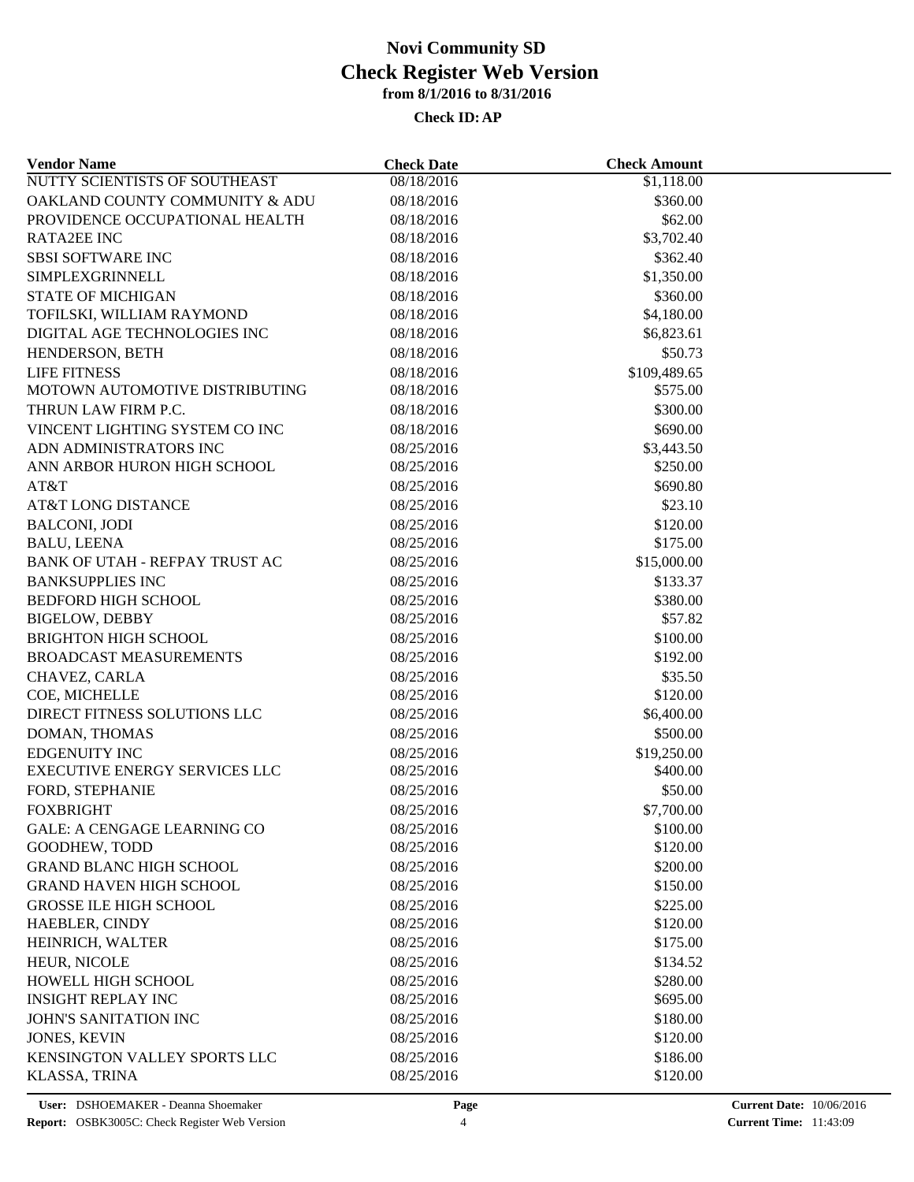# Novi Community SD

## Check Register Web Version

**from 8/1/2016 to 8/31/2016**

**Check ID: AP**

| Vendor Name | Check Date | Check Amount |
|---|---|---|
| NUTTY SCIENTISTS OF SOUTHEAST | 08/18/2016 | $1,118.00 |
| OAKLAND COUNTY COMMUNITY & ADU | 08/18/2016 | $360.00 |
| PROVIDENCE OCCUPATIONAL HEALTH | 08/18/2016 | $62.00 |
| RATA2EE INC | 08/18/2016 | $3,702.40 |
| SBSI SOFTWARE INC | 08/18/2016 | $362.40 |
| SIMPLEXGRINNELL | 08/18/2016 | $1,350.00 |
| STATE OF MICHIGAN | 08/18/2016 | $360.00 |
| TOFILSKI, WILLIAM RAYMOND | 08/18/2016 | $4,180.00 |
| DIGITAL AGE TECHNOLOGIES INC | 08/18/2016 | $6,823.61 |
| HENDERSON, BETH | 08/18/2016 | $50.73 |
| LIFE FITNESS | 08/18/2016 | $109,489.65 |
| MOTOWN AUTOMOTIVE DISTRIBUTING | 08/18/2016 | $575.00 |
| THRUN LAW FIRM P.C. | 08/18/2016 | $300.00 |
| VINCENT LIGHTING SYSTEM CO INC | 08/18/2016 | $690.00 |
| ADN ADMINISTRATORS INC | 08/25/2016 | $3,443.50 |
| ANN ARBOR HURON HIGH SCHOOL | 08/25/2016 | $250.00 |
| AT&T | 08/25/2016 | $690.80 |
| AT&T LONG DISTANCE | 08/25/2016 | $23.10 |
| BALCONI, JODI | 08/25/2016 | $120.00 |
| BALU, LEENA | 08/25/2016 | $175.00 |
| BANK OF UTAH - REFPAY TRUST AC | 08/25/2016 | $15,000.00 |
| BANKSUPPLIES INC | 08/25/2016 | $133.37 |
| BEDFORD HIGH SCHOOL | 08/25/2016 | $380.00 |
| BIGELOW, DEBBY | 08/25/2016 | $57.82 |
| BRIGHTON HIGH SCHOOL | 08/25/2016 | $100.00 |
| BROADCAST MEASUREMENTS | 08/25/2016 | $192.00 |
| CHAVEZ, CARLA | 08/25/2016 | $35.50 |
| COE, MICHELLE | 08/25/2016 | $120.00 |
| DIRECT FITNESS SOLUTIONS LLC | 08/25/2016 | $6,400.00 |
| DOMAN, THOMAS | 08/25/2016 | $500.00 |
| EDGENUITY INC | 08/25/2016 | $19,250.00 |
| EXECUTIVE ENERGY SERVICES LLC | 08/25/2016 | $400.00 |
| FORD, STEPHANIE | 08/25/2016 | $50.00 |
| FOXBRIGHT | 08/25/2016 | $7,700.00 |
| GALE: A CENGAGE LEARNING CO | 08/25/2016 | $100.00 |
| GOODHEW, TODD | 08/25/2016 | $120.00 |
| GRAND BLANC HIGH SCHOOL | 08/25/2016 | $200.00 |
| GRAND HAVEN HIGH SCHOOL | 08/25/2016 | $150.00 |
| GROSSE ILE HIGH SCHOOL | 08/25/2016 | $225.00 |
| HAEBLER, CINDY | 08/25/2016 | $120.00 |
| HEINRICH, WALTER | 08/25/2016 | $175.00 |
| HEUR, NICOLE | 08/25/2016 | $134.52 |
| HOWELL HIGH SCHOOL | 08/25/2016 | $280.00 |
| INSIGHT REPLAY INC | 08/25/2016 | $695.00 |
| JOHN'S SANITATION INC | 08/25/2016 | $180.00 |
| JONES, KEVIN | 08/25/2016 | $120.00 |
| KENSINGTON VALLEY SPORTS LLC | 08/25/2016 | $186.00 |
| KLASSA, TRINA | 08/25/2016 | $120.00 |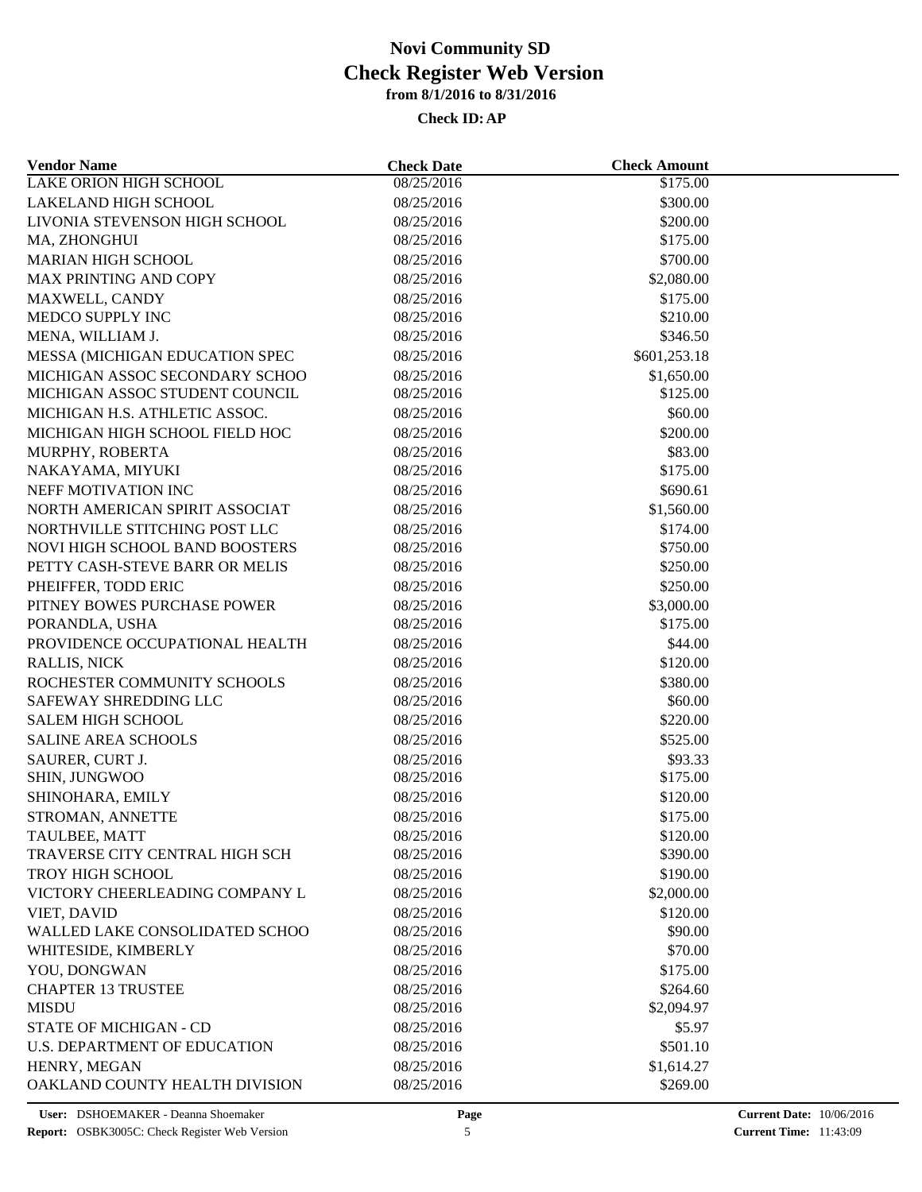# Novi Community SD
## Check Register Web Version
### from 8/1/2016 to 8/31/2016
### Check ID: AP

| Vendor Name | Check Date | Check Amount |
|---|---|---|
| LAKE ORION HIGH SCHOOL | 08/25/2016 | $175.00 |
| LAKELAND HIGH SCHOOL | 08/25/2016 | $300.00 |
| LIVONIA STEVENSON HIGH SCHOOL | 08/25/2016 | $200.00 |
| MA, ZHONGHUI | 08/25/2016 | $175.00 |
| MARIAN HIGH SCHOOL | 08/25/2016 | $700.00 |
| MAX PRINTING AND COPY | 08/25/2016 | $2,080.00 |
| MAXWELL, CANDY | 08/25/2016 | $175.00 |
| MEDCO SUPPLY INC | 08/25/2016 | $210.00 |
| MENA, WILLIAM J. | 08/25/2016 | $346.50 |
| MESSA (MICHIGAN EDUCATION SPEC | 08/25/2016 | $601,253.18 |
| MICHIGAN ASSOC SECONDARY SCHOO | 08/25/2016 | $1,650.00 |
| MICHIGAN ASSOC STUDENT COUNCIL | 08/25/2016 | $125.00 |
| MICHIGAN H.S. ATHLETIC ASSOC. | 08/25/2016 | $60.00 |
| MICHIGAN HIGH SCHOOL FIELD HOC | 08/25/2016 | $200.00 |
| MURPHY, ROBERTA | 08/25/2016 | $83.00 |
| NAKAYAMA, MIYUKI | 08/25/2016 | $175.00 |
| NEFF MOTIVATION INC | 08/25/2016 | $690.61 |
| NORTH AMERICAN SPIRIT ASSOCIAT | 08/25/2016 | $1,560.00 |
| NORTHVILLE STITCHING POST LLC | 08/25/2016 | $174.00 |
| NOVI HIGH SCHOOL BAND BOOSTERS | 08/25/2016 | $750.00 |
| PETTY CASH-STEVE BARR OR MELIS | 08/25/2016 | $250.00 |
| PHEIFFER, TODD ERIC | 08/25/2016 | $250.00 |
| PITNEY BOWES PURCHASE POWER | 08/25/2016 | $3,000.00 |
| PORANDLA, USHA | 08/25/2016 | $175.00 |
| PROVIDENCE OCCUPATIONAL HEALTH | 08/25/2016 | $44.00 |
| RALLIS, NICK | 08/25/2016 | $120.00 |
| ROCHESTER COMMUNITY SCHOOLS | 08/25/2016 | $380.00 |
| SAFEWAY SHREDDING LLC | 08/25/2016 | $60.00 |
| SALEM HIGH SCHOOL | 08/25/2016 | $220.00 |
| SALINE AREA SCHOOLS | 08/25/2016 | $525.00 |
| SAURER, CURT J. | 08/25/2016 | $93.33 |
| SHIN, JUNGWOO | 08/25/2016 | $175.00 |
| SHINOHARA, EMILY | 08/25/2016 | $120.00 |
| STROMAN, ANNETTE | 08/25/2016 | $175.00 |
| TAULBEE, MATT | 08/25/2016 | $120.00 |
| TRAVERSE CITY CENTRAL HIGH SCH | 08/25/2016 | $390.00 |
| TROY HIGH SCHOOL | 08/25/2016 | $190.00 |
| VICTORY CHEERLEADING COMPANY L | 08/25/2016 | $2,000.00 |
| VIET, DAVID | 08/25/2016 | $120.00 |
| WALLED LAKE CONSOLIDATED SCHOO | 08/25/2016 | $90.00 |
| WHITESIDE, KIMBERLY | 08/25/2016 | $70.00 |
| YOU, DONGWAN | 08/25/2016 | $175.00 |
| CHAPTER 13 TRUSTEE | 08/25/2016 | $264.60 |
| MISDU | 08/25/2016 | $2,094.97 |
| STATE OF MICHIGAN - CD | 08/25/2016 | $5.97 |
| U.S. DEPARTMENT OF EDUCATION | 08/25/2016 | $501.10 |
| HENRY, MEGAN | 08/25/2016 | $1,614.27 |
| OAKLAND COUNTY HEALTH DIVISION | 08/25/2016 | $269.00 |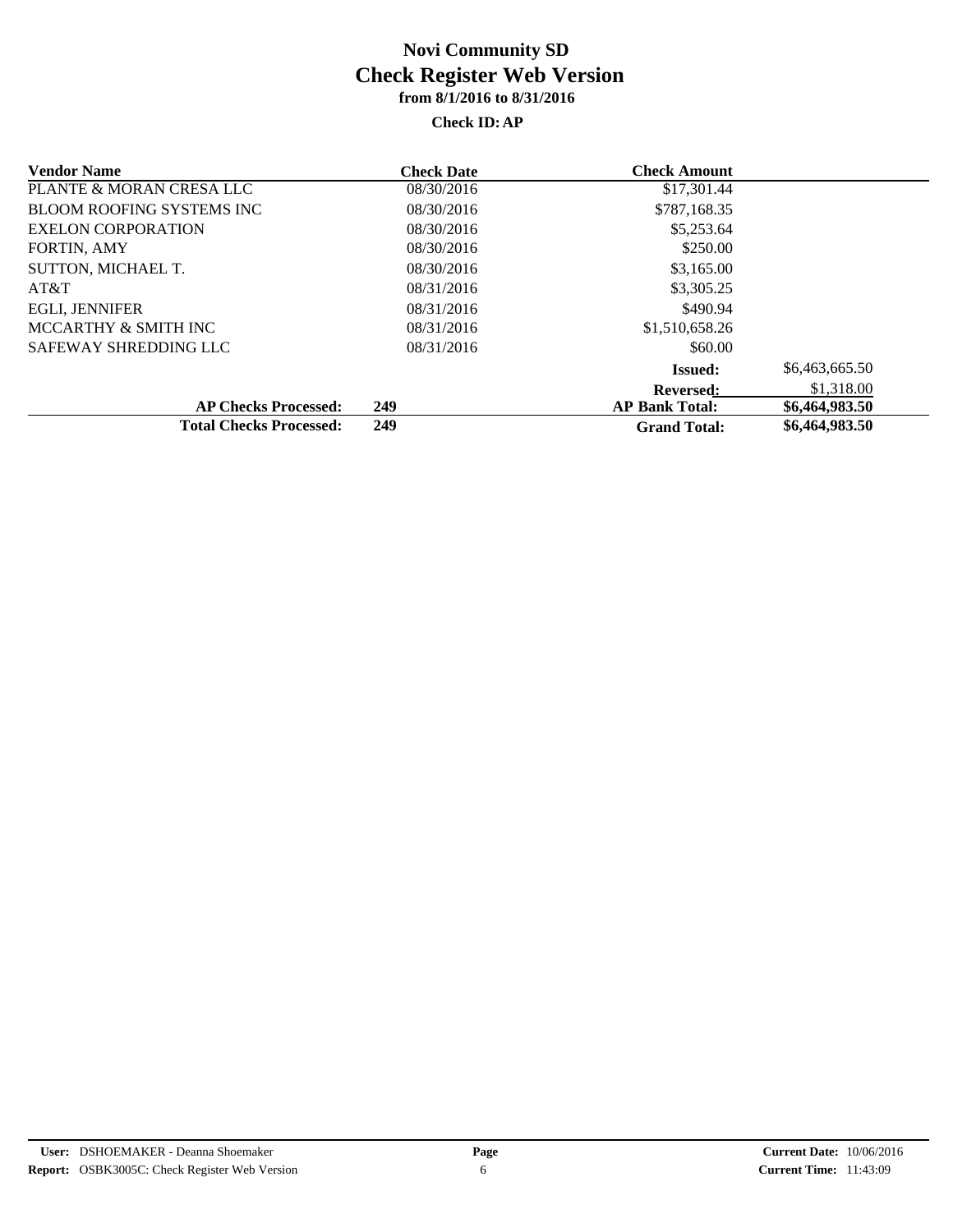# Novi Community SD
## Check Register Web Version
### from 8/1/2016 to 8/31/2016

**Check ID: AP**

| Vendor Name | Check Date | Check Amount | |
|---|---|---|---|
| PLANTE & MORAN CRESA LLC | 08/30/2016 | $17,301.44 | |
| BLOOM ROOFING SYSTEMS INC | 08/30/2016 | $787,168.35 | |
| EXELON CORPORATION | 08/30/2016 | $5,253.64 | |
| FORTIN, AMY | 08/30/2016 | $250.00 | |
| SUTTON, MICHAEL T. | 08/30/2016 | $3,165.00 | |
| AT&T | 08/31/2016 | $3,305.25 | |
| EGLI, JENNIFER | 08/31/2016 | $490.94 | |
| MCCARTHY & SMITH INC | 08/31/2016 | $1,510,658.26 | |
| SAFEWAY SHREDDING LLC | 08/31/2016 | $60.00 | |
| | | **Issued:** | $6,463,665.50 |
| | | **Reversed:** | $1,318.00 |
| **AP Checks Processed:** | **249** | **AP Bank Total:** | **$6,464,983.50** |
| **Total Checks Processed:** | **249** | **Grand Total:** | **$6,464,983.50** |

**User:** DSHOEMAKER - Deanna Shoemaker
**Report:** OSBK3005C: Check Register Web Version
**Current Date:** 10/06/2016
**Current Time:** 11:43:09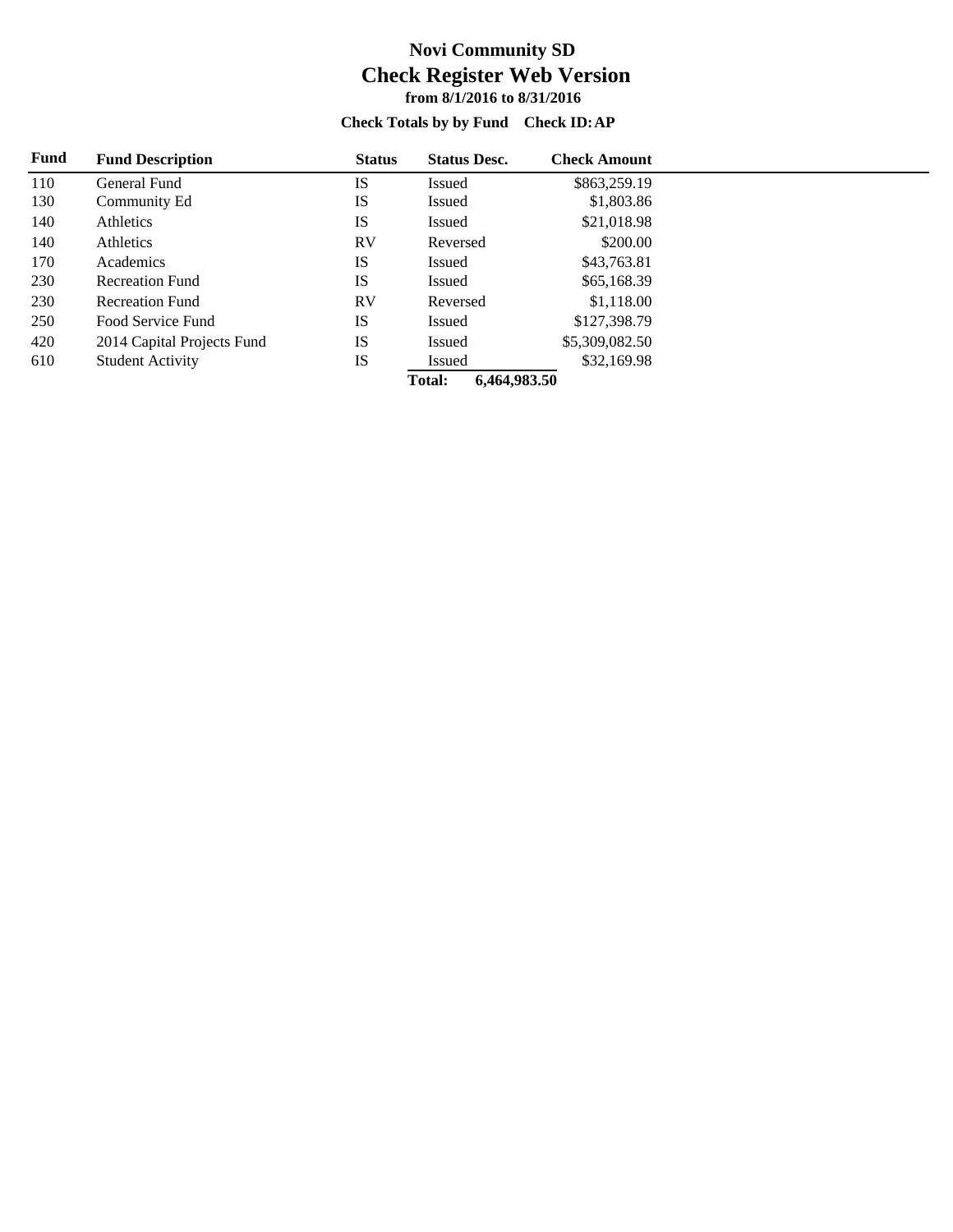# Novi Community SD
## Check Register Web Version
### from 8/1/2016 to 8/31/2016

**Check Totals by by Fund    Check ID: AP**

| Fund | Fund Description | Status | Status Desc. | Check Amount |
|---|---|---|---|---|
| 110 | General Fund | IS | Issued | $863,259.19 |
| 130 | Community Ed | IS | Issued | $1,803.86 |
| 140 | Athletics | IS | Issued | $21,018.98 |
| 140 | Athletics | RV | Reversed | $200.00 |
| 170 | Academics | IS | Issued | $43,763.81 |
| 230 | Recreation Fund | IS | Issued | $65,168.39 |
| 230 | Recreation Fund | RV | Reversed | $1,118.00 |
| 250 | Food Service Fund | IS | Issued | $127,398.79 |
| 420 | 2014 Capital Projects Fund | IS | Issued | $5,309,082.50 |
| 610 | Student Activity | IS | Issued | $32,169.98 |
| | | | **Total:** | **6,464,983.50** |